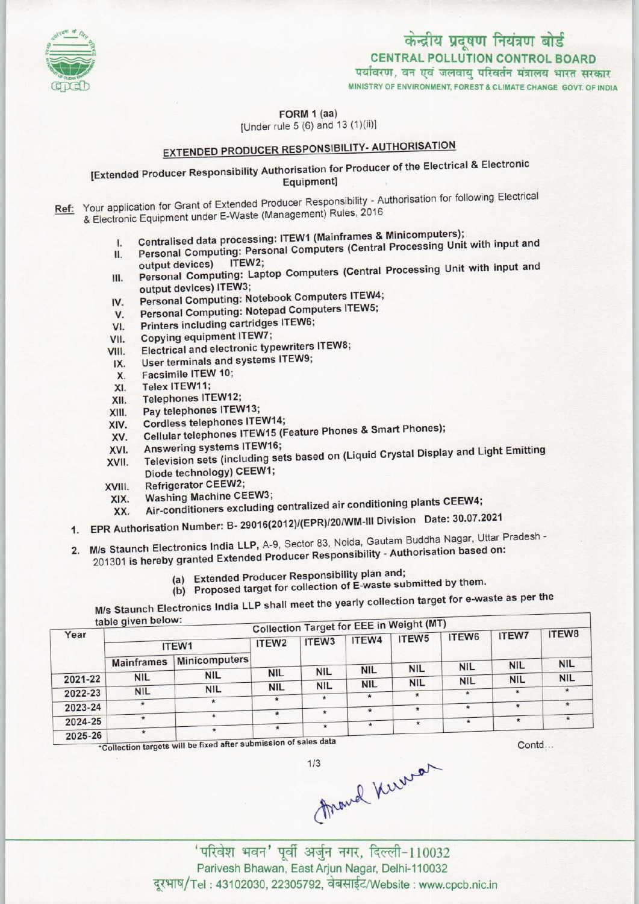केन्द्रीय प्रदूषण नियंत्रण बोर्ड
CENTRAL POLLUTION CONTROL BOARD
पर्यावरण, वन एवं जलवायु परिवर्तन मंत्रालय भारत सरकार
MINISTRY OF ENVIRONMENT, FOREST & CLIMATE CHANGE GOVT. OF INDIA

FORM 1 (aa)
[Under rule 5 (6) and 13 (1)(ii)]

## EXTENDED PRODUCER RESPONSIBILITY- AUTHORISATION

[Extended Producer Responsibility Authorisation for Producer of the Electrical & Electronic Equipment]

**Ref:** Your application for Grant of Extended Producer Responsibility - Authorisation for following Electrical & Electronic Equipment under E-Waste (Management) Rules, 2016

I. Centralised data processing: ITEW1 (Mainframes & Minicomputers);
II. Personal Computing: Personal Computers (Central Processing Unit with input and output devices) ITEW2;
III. Personal Computing: Laptop Computers (Central Processing Unit with input and output devices) ITEW3;
IV. Personal Computing: Notebook Computers ITEW4;
V. Personal Computing: Notepad Computers ITEW5;
VI. Printers including cartridges ITEW6;
VII. Copying equipment ITEW7;
VIII. Electrical and electronic typewriters ITEW8;
IX. User terminals and systems ITEW9;
X. Facsimile ITEW 10;
XI. Telex ITEW11;
XII. Telephones ITEW12;
XIII. Pay telephones ITEW13;
XIV. Cordless telephones ITEW14;
XV. Cellular telephones ITEW15 (Feature Phones & Smart Phones);
XVI. Answering systems ITEW16;
XVII. Television sets (including sets based on (Liquid Crystal Display and Light Emitting Diode technology) CEEW1;
XVIII. Refrigerator CEEW2;
XIX. Washing Machine CEEW3;
XX. Air-conditioners excluding centralized air conditioning plants CEEW4;

1. EPR Authorisation Number: B- 29016(2012)/(EPR)/20/WM-III Division Date: 30.07.2021

2. M/s Staunch Electronics India LLP, A-9, Sector 83, Noida, Gautam Buddha Nagar, Uttar Pradesh - 201301 is hereby granted Extended Producer Responsibility - Authorisation based on:

   (a) Extended Producer Responsibility plan and;
   (b) Proposed target for collection of E-waste submitted by them.

M/s Staunch Electronics India LLP shall meet the yearly collection target for e-waste as per the table given below:

| Year | Collection Target for EEE in Weight (MT) | | | | | | | | |
|---|---|---|---|---|---|---|---|---|---|
| | ITEW1 | | ITEW2 | ITEW3 | ITEW4 | ITEW5 | ITEW6 | ITEW7 | ITEW8 |
| | Mainframes | Minicomputers | | | | | | | |
| 2021-22 | NIL | NIL | NIL | NIL | NIL | NIL | NIL | NIL | NIL |
| 2022-23 | NIL | NIL | NIL | NIL | NIL | NIL | NIL | NIL | * |
| 2023-24 | * | * | * | * | * | * | * | * | * |
| 2024-25 | * | * | * | * | * | * | * | * | * |
| 2025-26 | * | * | * | * | * | * | * | * | * |

*Collection targets will be fixed after submission of sales data

Contd...

'परिवेश भवन' पूर्वी अर्जुन नगर, दिल्ली-110032
Parivesh Bhawan, East Arjun Nagar, Delhi-110032
दूरभाष/Tel : 43102030, 22305792, वेबसाईट/Website : www.cpcb.nic.in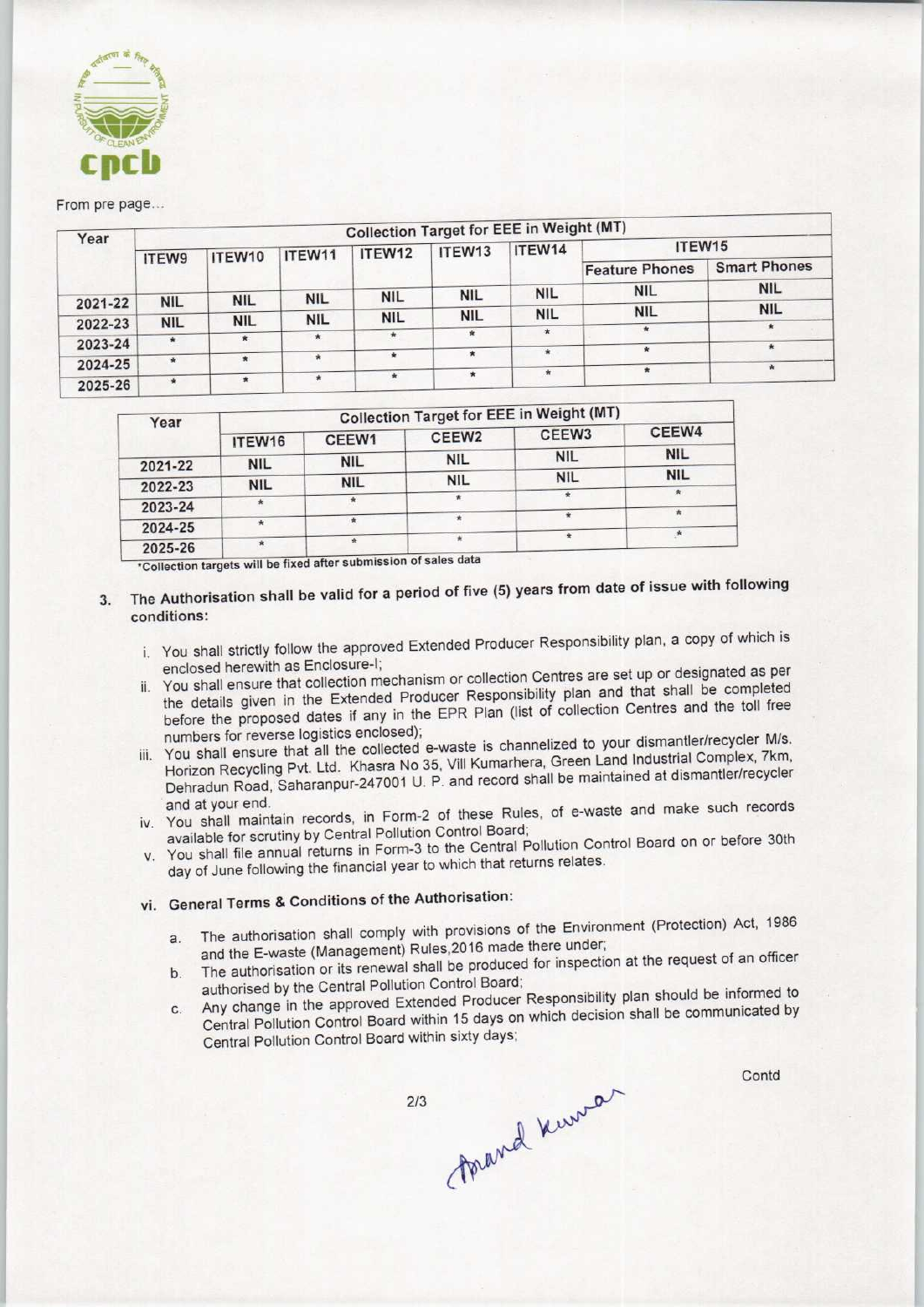From pre page...

| Year | Collection Target for EEE in Weight (MT) | | | | | | | |
|---|---|---|---|---|---|---|---|---|
| | ITEW9 | ITEW10 | ITEW11 | ITEW12 | ITEW13 | ITEW14 | ITEW15 | |
| | | | | | | | Feature Phones | Smart Phones |
| 2021-22 | NIL | NIL | NIL | NIL | NIL | NIL | NIL | NIL |
| 2022-23 | NIL | NIL | NIL | NIL | NIL | NIL | NIL | NIL |
| 2023-24 | * | * | * | * | * | * | * | * |
| 2024-25 | * | * | * | * | * | * | * | * |
| 2025-26 | * | * | * | * | * | * | * | * |

| Year | Collection Target for EEE in Weight (MT) | | | | |
|---|---|---|---|---|---|
| | ITEW16 | CEEW1 | CEEW2 | CEEW3 | CEEW4 |
| 2021-22 | NIL | NIL | NIL | NIL | NIL |
| 2022-23 | NIL | NIL | NIL | NIL | NIL |
| 2023-24 | * | * | * | * | * |
| 2024-25 | * | * | * | * | * |
| 2025-26 | * | * | * | * | * |

*Collection targets will be fixed after submission of sales data

3. The Authorisation shall be valid for a period of five (5) years from date of issue with following conditions:

   i. You shall strictly follow the approved Extended Producer Responsibility plan, a copy of which is enclosed herewith as Enclosure-I;

   ii. You shall ensure that collection mechanism or collection Centres are set up or designated as per the details given in the Extended Producer Responsibility plan and that shall be completed before the proposed dates if any in the EPR Plan (list of collection Centres and the toll free numbers for reverse logistics enclosed);

   iii. You shall ensure that all the collected e-waste is channelized to your dismantler/recycler M/s. Horizon Recycling Pvt. Ltd. Khasra No 35, Vill Kumarhera, Green Land Industrial Complex, 7km, Dehradun Road, Saharanpur-247001 U. P. and record shall be maintained at dismantler/recycler and at your end.

   iv. You shall maintain records, in Form-2 of these Rules, of e-waste and make such records available for scrutiny by Central Pollution Control Board;

   v. You shall file annual returns in Form-3 to the Central Pollution Control Board on or before 30th day of June following the financial year to which that returns relates.

   vi. **General Terms & Conditions of the Authorisation:**

      a. The authorisation shall comply with provisions of the Environment (Protection) Act, 1986 and the E-waste (Management) Rules,2016 made there under;

      b. The authorisation or its renewal shall be produced for inspection at the request of an officer authorised by the Central Pollution Control Board;

      c. Any change in the approved Extended Producer Responsibility plan should be informed to Central Pollution Control Board within 15 days on which decision shall be communicated by Central Pollution Control Board within sixty days;

Contd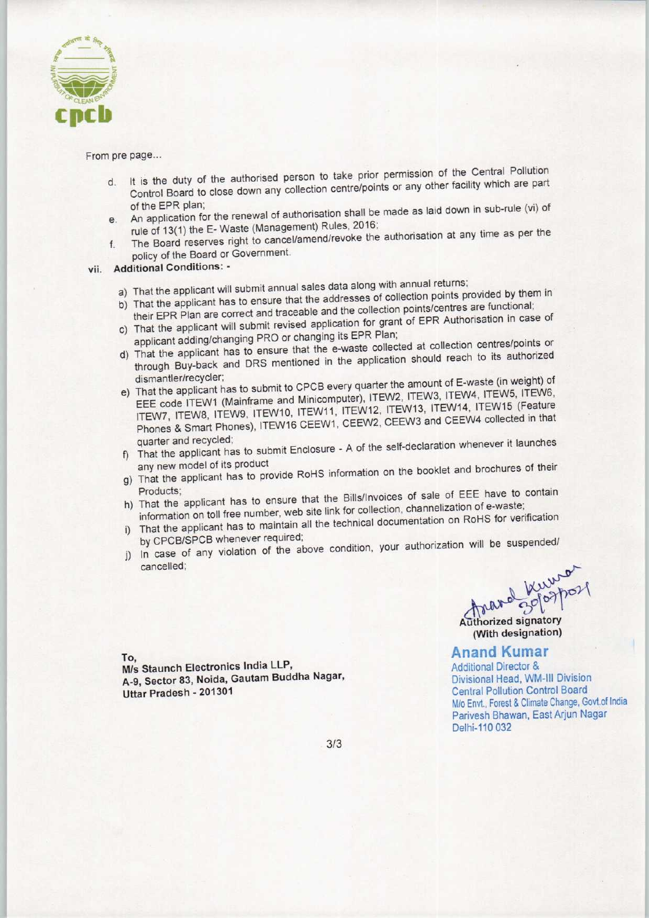From pre page...

d. It is the duty of the authorised person to take prior permission of the Central Pollution Control Board to close down any collection centre/points or any other facility which are part of the EPR plan;
e. An application for the renewal of authorisation shall be made as laid down in sub-rule (vi) of rule of 13(1) the E- Waste (Management) Rules, 2016;
f. The Board reserves right to cancel/amend/revoke the authorisation at any time as per the policy of the Board or Government.

vii. **Additional Conditions: -**

a) That the applicant will submit annual sales data along with annual returns;
b) That the applicant has to ensure that the addresses of collection points provided by them in their EPR Plan are correct and traceable and the collection points/centres are functional;
c) That the applicant will submit revised application for grant of EPR Authorisation in case of applicant adding/changing PRO or changing its EPR Plan;
d) That the applicant has to ensure that the e-waste collected at collection centres/points or through Buy-back and DRS mentioned in the application should reach to its authorized dismantler/recycler;
e) That the applicant has to submit to CPCB every quarter the amount of E-waste (in weight) of EEE code ITEW1 (Mainframe and Minicomputer), ITEW2, ITEW3, ITEW4, ITEW5, ITEW6, ITEW7, ITEW8, ITEW9, ITEW10, ITEW11, ITEW12, ITEW13, ITEW14, ITEW15 (Feature Phones & Smart Phones), ITEW16 CEEW1, CEEW2, CEEW3 and CEEW4 collected in that quarter and recycled;
f) That the applicant has to submit Enclosure - A of the self-declaration whenever it launches any new model of its product
g) That the applicant has to provide RoHS information on the booklet and brochures of their Products;
h) That the applicant has to ensure that the Bills/Invoices of sale of EEE have to contain information on toll free number, web site link for collection, channelization of e-waste;
i) That the applicant has to maintain all the technical documentation on RoHS for verification by CPCB/SPCB whenever required;
j) In case of any violation of the above condition, your authorization will be suspended/ cancelled;

Anand Kumar 30/07/2021

**Authorized signatory**
**(With designation)**

**Anand Kumar**
Additional Director &
Divisional Head, WM-III Division
Central Pollution Control Board
M/o Envt., Forest & Climate Change, Govt.of India
Parivesh Bhawan, East Arjun Nagar
Delhi-110 032

To,
**M/s Staunch Electronics India LLP,**
**A-9, Sector 83, Noida, Gautam Buddha Nagar,**
**Uttar Pradesh - 201301**